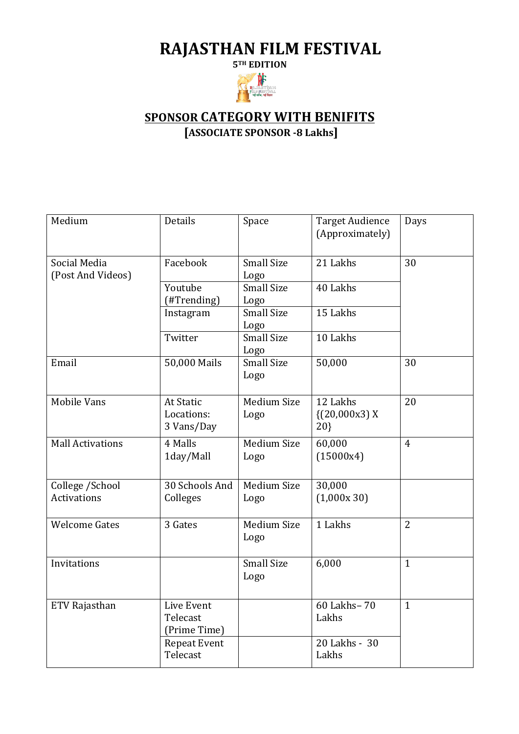# RAJASTHAN FILM FESTIVAL

**5TH EDITION**

## SPONSOR CATEGORY WITH BENIFITS

**[ASSOCIATE SPONSOR -8 Lakhs]**

| Medium | Details | Space | Target Audience (Approximately) | Days |
|---|---|---|---|---|
| Social Media (Post And Videos) | Facebook | Small Size Logo | 21 Lakhs | 30 |
| | Youtube (#Trending) | Small Size Logo | 40 Lakhs | |
| | Instagram | Small Size Logo | 15 Lakhs | |
| | Twitter | Small Size Logo | 10 Lakhs | |
| Email | 50,000 Mails | Small Size Logo | 50,000 | 30 |
| Mobile Vans | At Static Locations: 3 Vans/Day | Medium Size Logo | 12 Lakhs {(20,000x3) X 20} | 20 |
| Mall Activations | 4 Malls 1day/Mall | Medium Size Logo | 60,000 (15000x4) | 4 |
| College /School Activations | 30 Schools And Colleges | Medium Size Logo | 30,000 (1,000x 30) | |
| Welcome Gates | 3 Gates | Medium Size Logo | 1 Lakhs | 2 |
| Invitations | | Small Size Logo | 6,000 | 1 |
| ETV Rajasthan | Live Event Telecast (Prime Time) | | 60 Lakhs– 70 Lakhs | 1 |
| | Repeat Event Telecast | | 20 Lakhs - 30 Lakhs | |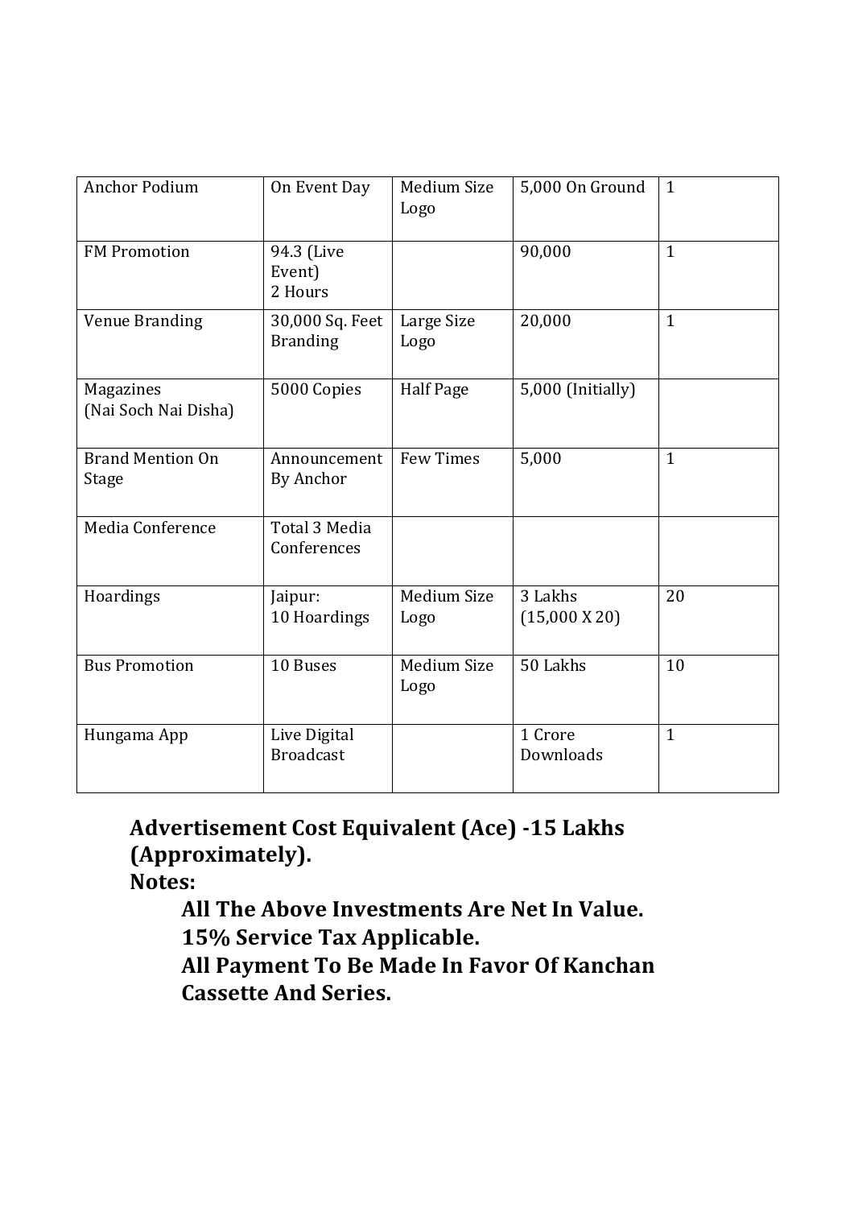| | | | | |
|---|---|---|---|---|
| Anchor Podium | On Event Day | Medium Size Logo | 5,000 On Ground | 1 |
| FM Promotion | 94.3 (Live Event) 2 Hours | | 90,000 | 1 |
| Venue Branding | 30,000 Sq. Feet Branding | Large Size Logo | 20,000 | 1 |
| Magazines (Nai Soch Nai Disha) | 5000 Copies | Half Page | 5,000 (Initially) | |
| Brand Mention On Stage | Announcement By Anchor | Few Times | 5,000 | 1 |
| Media Conference | Total 3 Media Conferences | | | |
| Hoardings | Jaipur: 10 Hoardings | Medium Size Logo | 3 Lakhs (15,000 X 20) | 20 |
| Bus Promotion | 10 Buses | Medium Size Logo | 50 Lakhs | 10 |
| Hungama App | Live Digital Broadcast | | 1 Crore Downloads | 1 |

**Advertisement Cost Equivalent (Ace) -15 Lakhs (Approximately).**

**Notes:**

**All The Above Investments Are Net In Value.**
**15% Service Tax Applicable.**
**All Payment To Be Made In Favor Of Kanchan Cassette And Series.**